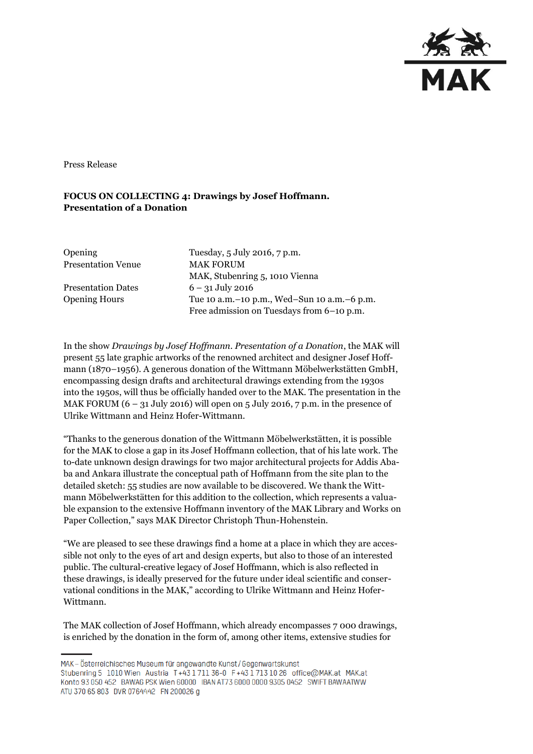Press Release

**FOCUS ON COLLECTING 4: Drawings by Josef Hoffmann. Presentation of a Donation**

| | |
|---|---|
| Opening | Tuesday, 5 July 2016, 7 p.m. |
| Presentation Venue | MAK FORUM<br>MAK, Stubenring 5, 1010 Vienna |
| Presentation Dates | 6 – 31 July 2016 |
| Opening Hours | Tue 10 a.m.–10 p.m., Wed–Sun 10 a.m.–6 p.m.<br>Free admission on Tuesdays from 6–10 p.m. |

In the show *Drawings by Josef Hoffmann. Presentation of a Donation*, the MAK will present 55 late graphic artworks of the renowned architect and designer Josef Hoffmann (1870–1956). A generous donation of the Wittmann Möbelwerkstätten GmbH, encompassing design drafts and architectural drawings extending from the 1930s into the 1950s, will thus be officially handed over to the MAK. The presentation in the MAK FORUM (6 – 31 July 2016) will open on 5 July 2016, 7 p.m. in the presence of Ulrike Wittmann and Heinz Hofer-Wittmann.

"Thanks to the generous donation of the Wittmann Möbelwerkstätten, it is possible for the MAK to close a gap in its Josef Hoffmann collection, that of his late work. The to-date unknown design drawings for two major architectural projects for Addis Ababa and Ankara illustrate the conceptual path of Hoffmann from the site plan to the detailed sketch: 55 studies are now available to be discovered. We thank the Wittmann Möbelwerkstätten for this addition to the collection, which represents a valuable expansion to the extensive Hoffmann inventory of the MAK Library and Works on Paper Collection," says MAK Director Christoph Thun-Hohenstein.

"We are pleased to see these drawings find a home at a place in which they are accessible not only to the eyes of art and design experts, but also to those of an interested public. The cultural-creative legacy of Josef Hoffmann, which is also reflected in these drawings, is ideally preserved for the future under ideal scientific and conservational conditions in the MAK," according to Ulrike Wittmann and Heinz Hofer-Wittmann.

The MAK collection of Josef Hoffmann, which already encompasses 7 000 drawings, is enriched by the donation in the form of, among other items, extensive studies for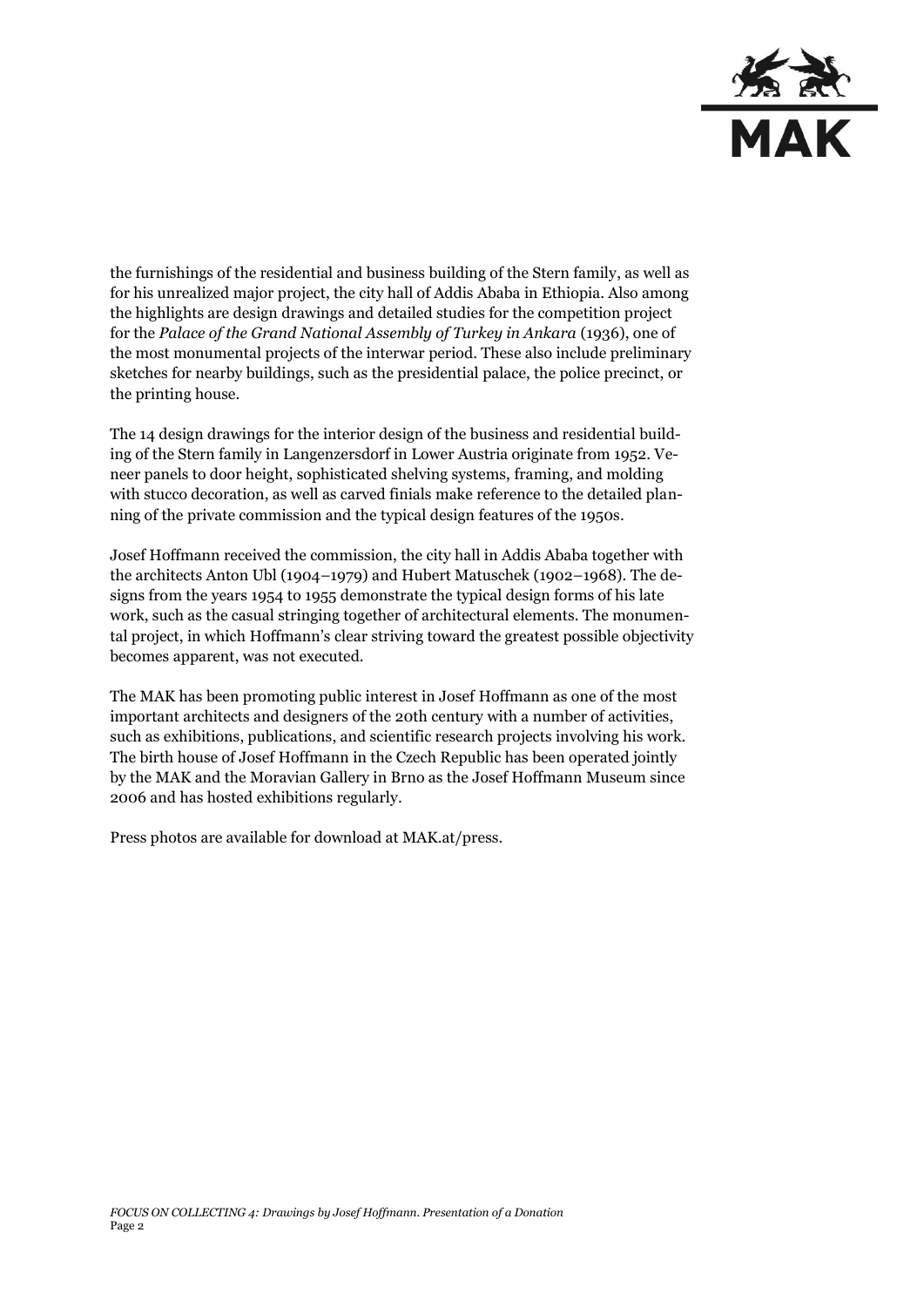the furnishings of the residential and business building of the Stern family, as well as for his unrealized major project, the city hall of Addis Ababa in Ethiopia. Also among the highlights are design drawings and detailed studies for the competition project for the *Palace of the Grand National Assembly of Turkey in Ankara* (1936), one of the most monumental projects of the interwar period. These also include preliminary sketches for nearby buildings, such as the presidential palace, the police precinct, or the printing house.

The 14 design drawings for the interior design of the business and residential building of the Stern family in Langenzersdorf in Lower Austria originate from 1952. Veneer panels to door height, sophisticated shelving systems, framing, and molding with stucco decoration, as well as carved finials make reference to the detailed planning of the private commission and the typical design features of the 1950s.

Josef Hoffmann received the commission, the city hall in Addis Ababa together with the architects Anton Ubl (1904–1979) and Hubert Matuschek (1902–1968). The designs from the years 1954 to 1955 demonstrate the typical design forms of his late work, such as the casual stringing together of architectural elements. The monumental project, in which Hoffmann's clear striving toward the greatest possible objectivity becomes apparent, was not executed.

The MAK has been promoting public interest in Josef Hoffmann as one of the most important architects and designers of the 20th century with a number of activities, such as exhibitions, publications, and scientific research projects involving his work. The birth house of Josef Hoffmann in the Czech Republic has been operated jointly by the MAK and the Moravian Gallery in Brno as the Josef Hoffmann Museum since 2006 and has hosted exhibitions regularly.

Press photos are available for download at MAK.at/press.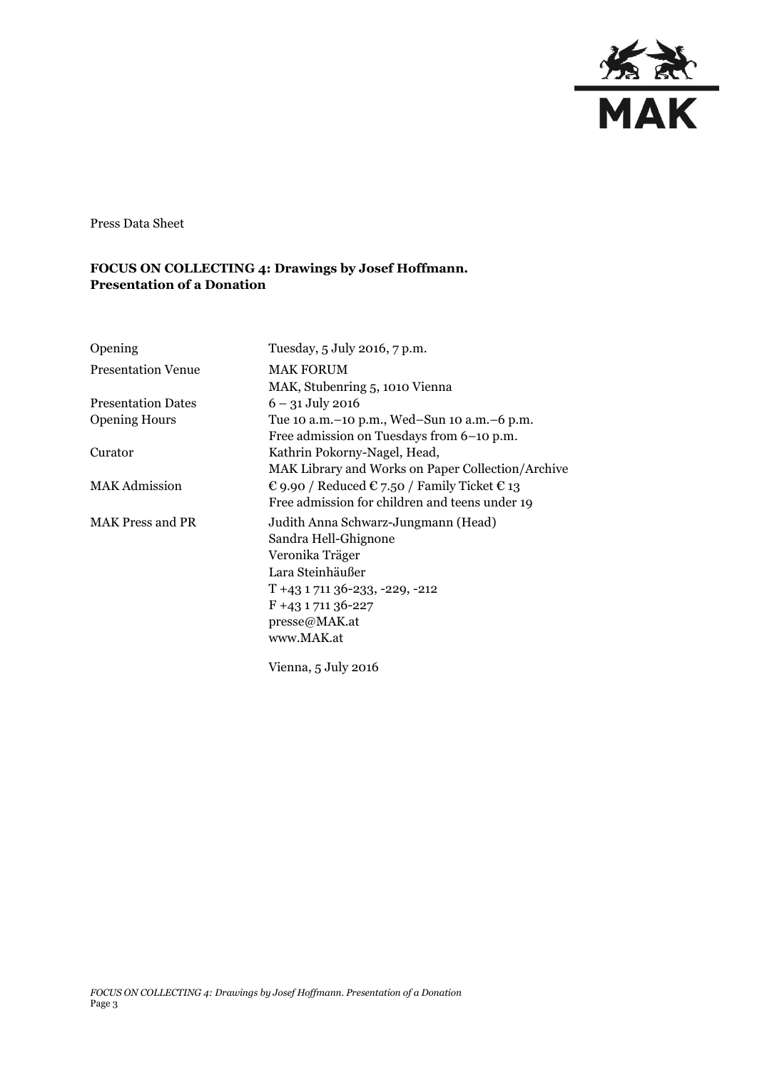Press Data Sheet

**FOCUS ON COLLECTING 4: Drawings by Josef Hoffmann.**
**Presentation of a Donation**

| | |
|---|---|
| Opening | Tuesday, 5 July 2016, 7 p.m. |
| Presentation Venue | MAK FORUM<br>MAK, Stubenring 5, 1010 Vienna |
| Presentation Dates | 6 – 31 July 2016 |
| Opening Hours | Tue 10 a.m.–10 p.m., Wed–Sun 10 a.m.–6 p.m.<br>Free admission on Tuesdays from 6–10 p.m. |
| Curator | Kathrin Pokorny-Nagel, Head,<br>MAK Library and Works on Paper Collection/Archive |
| MAK Admission | € 9.90 / Reduced € 7.50 / Family Ticket € 13<br>Free admission for children and teens under 19 |
| MAK Press and PR | Judith Anna Schwarz-Jungmann (Head)<br>Sandra Hell-Ghignone<br>Veronika Träger<br>Lara Steinhäußer<br>T +43 1 711 36-233, -229, -212<br>F +43 1 711 36-227<br>presse@MAK.at<br>www.MAK.at |

Vienna, 5 July 2016